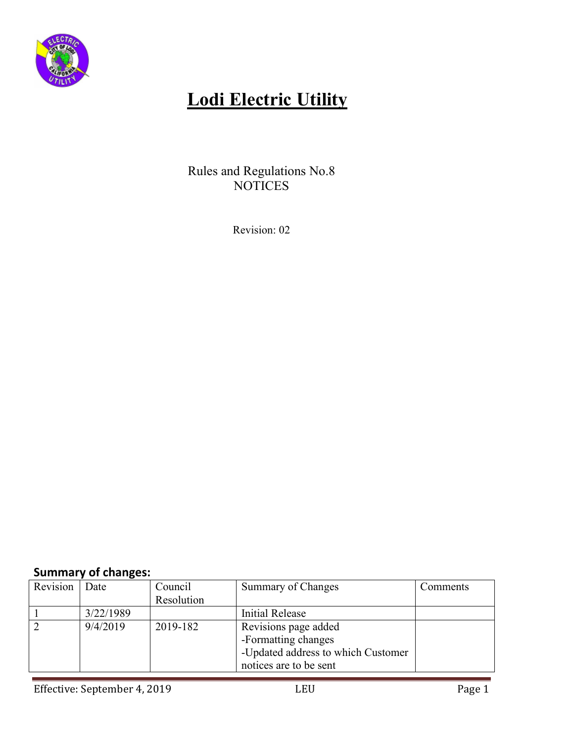# Lodi Electric Utility

Rules and Regulations No.8
NOTICES

Revision: 02

**Summary of changes:**

| Revision | Date | Council Resolution | Summary of Changes | Comments |
|---|---|---|---|---|
| 1 | 3/22/1989 | | Initial Release | |
| 2 | 9/4/2019 | 2019-182 | Revisions page added<br>-Formatting changes<br>-Updated address to which Customer notices are to be sent | |

Effective: September 4, 2019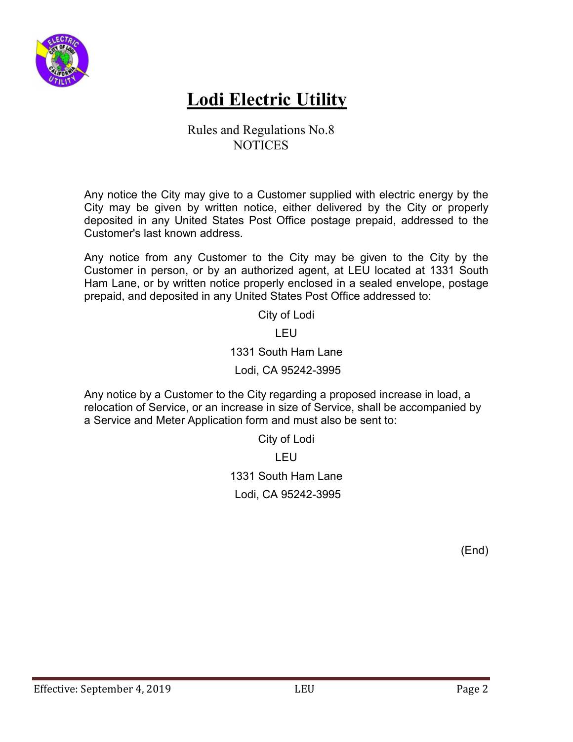# Lodi Electric Utility

Rules and Regulations No.8
NOTICES

Any notice the City may give to a Customer supplied with electric energy by the City may be given by written notice, either delivered by the City or properly deposited in any United States Post Office postage prepaid, addressed to the Customer's last known address.

Any notice from any Customer to the City may be given to the City by the Customer in person, or by an authorized agent, at LEU located at 1331 South Ham Lane, or by written notice properly enclosed in a sealed envelope, postage prepaid, and deposited in any United States Post Office addressed to:

City of Lodi
LEU
1331 South Ham Lane
Lodi, CA 95242-3995

Any notice by a Customer to the City regarding a proposed increase in load, a relocation of Service, or an increase in size of Service, shall be accompanied by a Service and Meter Application form and must also be sent to:

City of Lodi
LEU
1331 South Ham Lane
Lodi, CA 95242-3995

(End)

Effective: September 4, 2019